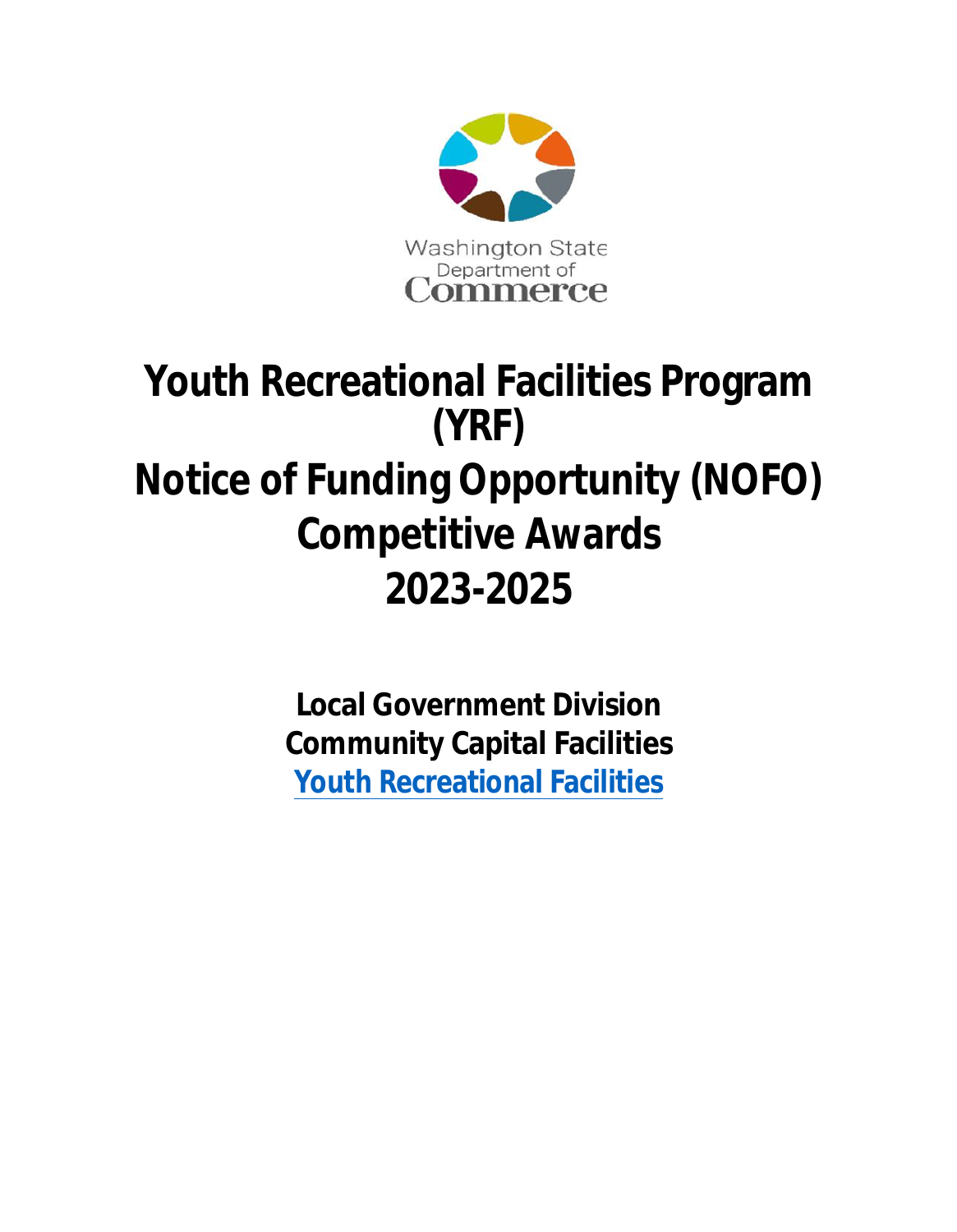Washington State Department of Commerce

# Youth Recreational Facilities Program (YRF)

# Notice of Funding Opportunity (NOFO) Competitive Awards 2023-2025

**Local Government Division**
**Community Capital Facilities**
**Youth Recreational Facilities**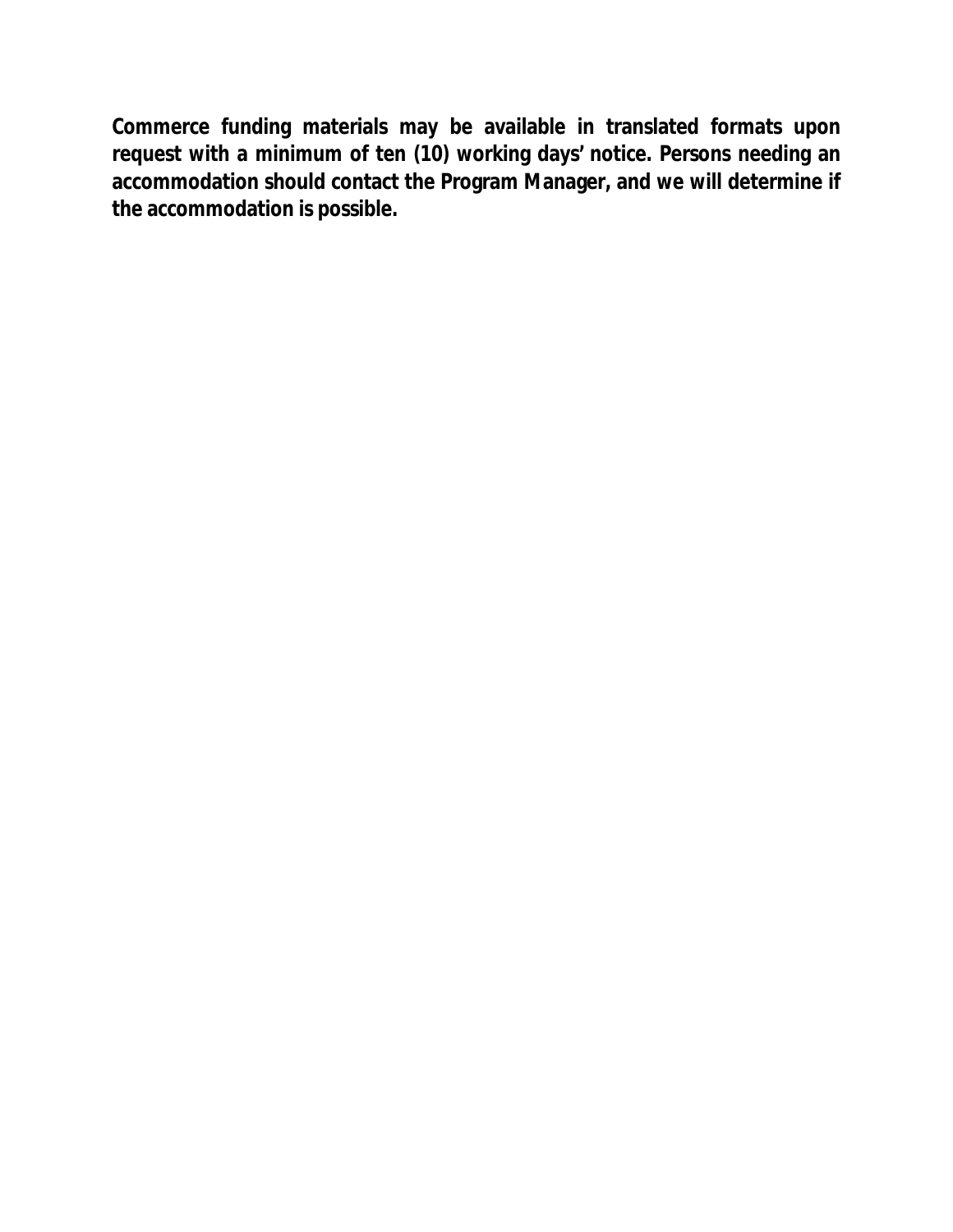**Commerce funding materials may be available in translated formats upon request with a minimum of ten (10) working days' notice. Persons needing an accommodation should contact the Program Manager, and we will determine if the accommodation is possible.**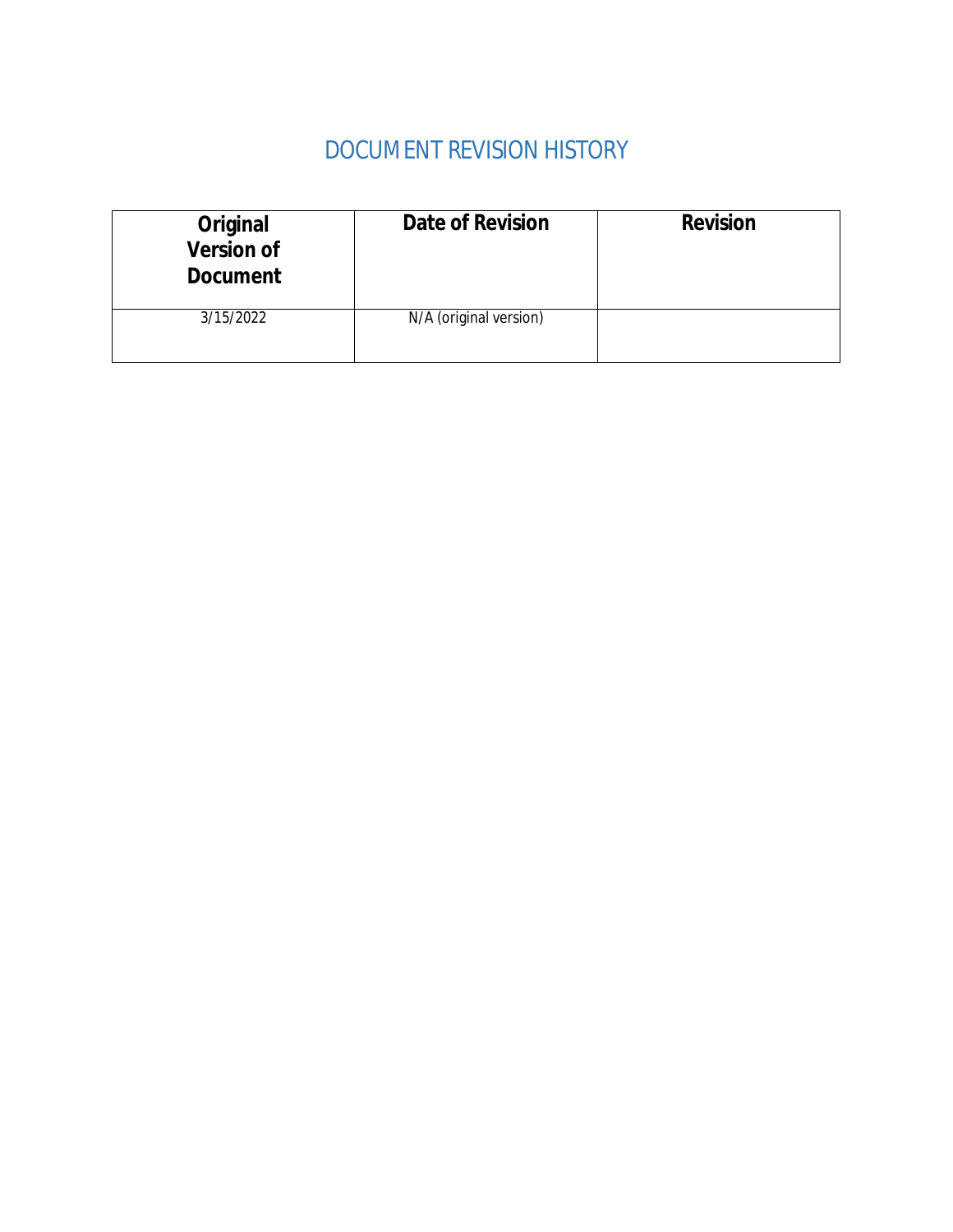# DOCUMENT REVISION HISTORY

| Original Version of Document | Date of Revision | Revision |
|---|---|---|
| 3/15/2022 | N/A (original version) | |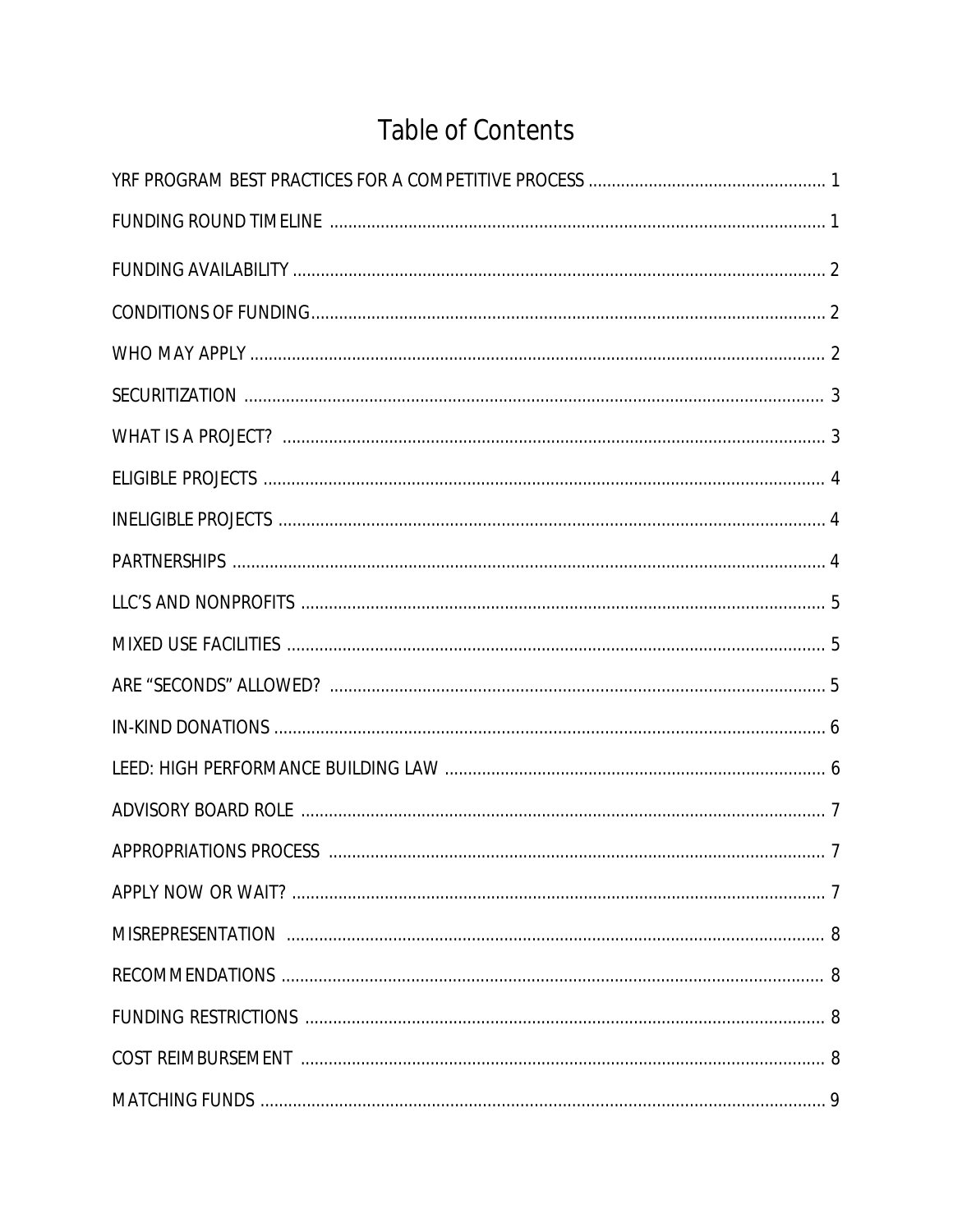# Table of Contents

| | |
|---|---|
| YRF PROGRAM BEST PRACTICES FOR A COMPETITIVE PROCESS | 1 |
| FUNDING ROUND TIMELINE | 1 |
| FUNDING AVAILABILITY | 2 |
| CONDITIONS OF FUNDING | 2 |
| WHO MAY APPLY | 2 |
| SECURITIZATION | 3 |
| WHAT IS A PROJECT? | 3 |
| ELIGIBLE PROJECTS | 4 |
| INELIGIBLE PROJECTS | 4 |
| PARTNERSHIPS | 4 |
| LLC'S AND NONPROFITS | 5 |
| MIXED USE FACILITIES | 5 |
| ARE "SECONDS" ALLOWED? | 5 |
| IN-KIND DONATIONS | 6 |
| LEED: HIGH PERFORMANCE BUILDING LAW | 6 |
| ADVISORY BOARD ROLE | 7 |
| APPROPRIATIONS PROCESS | 7 |
| APPLY NOW OR WAIT? | 7 |
| MISREPRESENTATION | 8 |
| RECOMMENDATIONS | 8 |
| FUNDING RESTRICTIONS | 8 |
| COST REIMBURSEMENT | 8 |
| MATCHING FUNDS | 9 |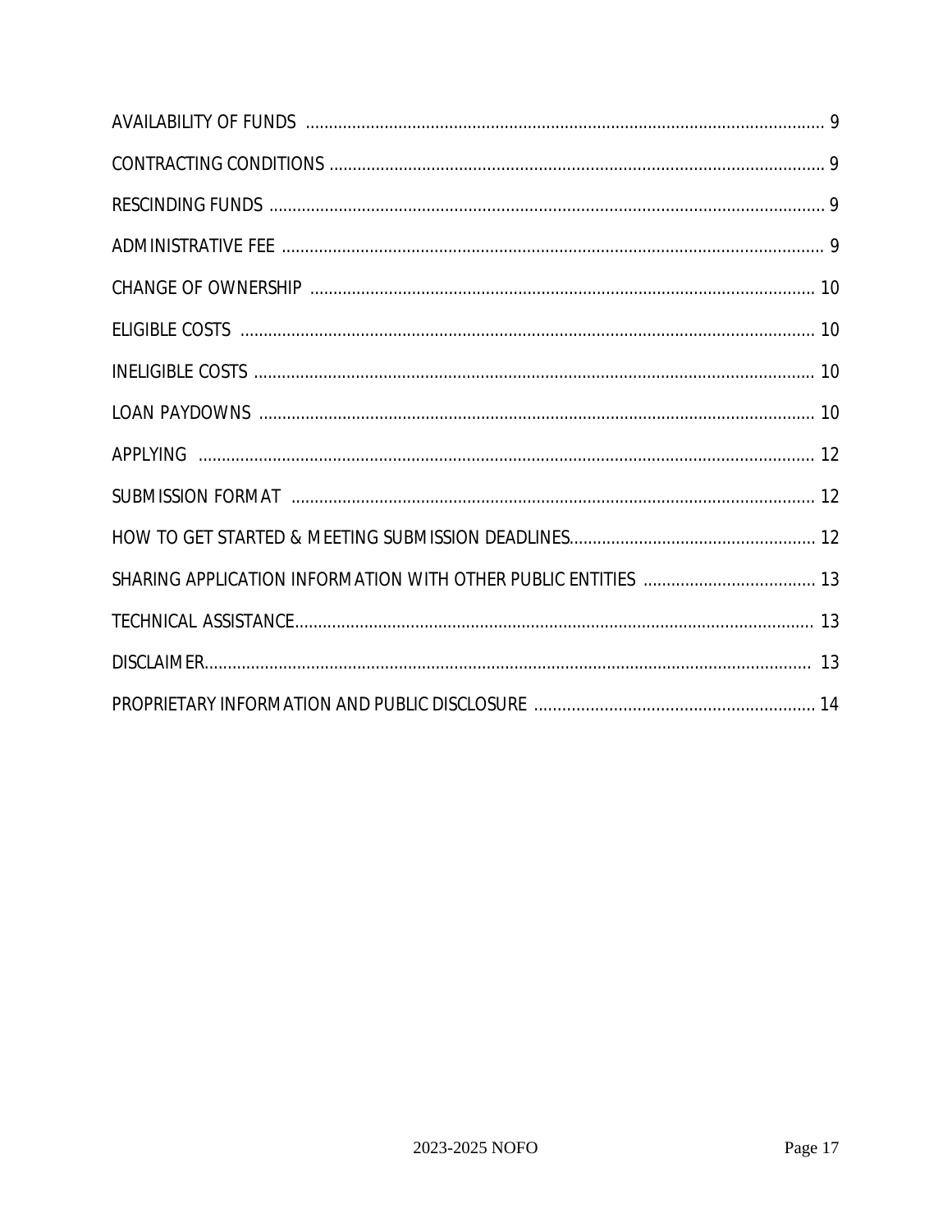AVAILABILITY OF FUNDS ........................................................................................................... 9

CONTRACTING CONDITIONS ...................................................................................................... 9

RESCINDING FUNDS .................................................................................................................. 9

ADMINISTRATIVE FEE ................................................................................................................ 9

CHANGE OF OWNERSHIP ........................................................................................................ 10

ELIGIBLE COSTS ...................................................................................................................... 10

INELIGIBLE COSTS .................................................................................................................. 10

LOAN PAYDOWNS .................................................................................................................... 10

APPLYING ................................................................................................................................ 12

SUBMISSION FORMAT ............................................................................................................. 12

HOW TO GET STARTED & MEETING SUBMISSION DEADLINES................................................... 12

SHARING APPLICATION INFORMATION WITH OTHER PUBLIC ENTITIES .................................... 13

TECHNICAL ASSISTANCE.......................................................................................................... 13

DISCLAIMER.............................................................................................................................. 13

PROPRIETARY INFORMATION AND PUBLIC DISCLOSURE .......................................................... 14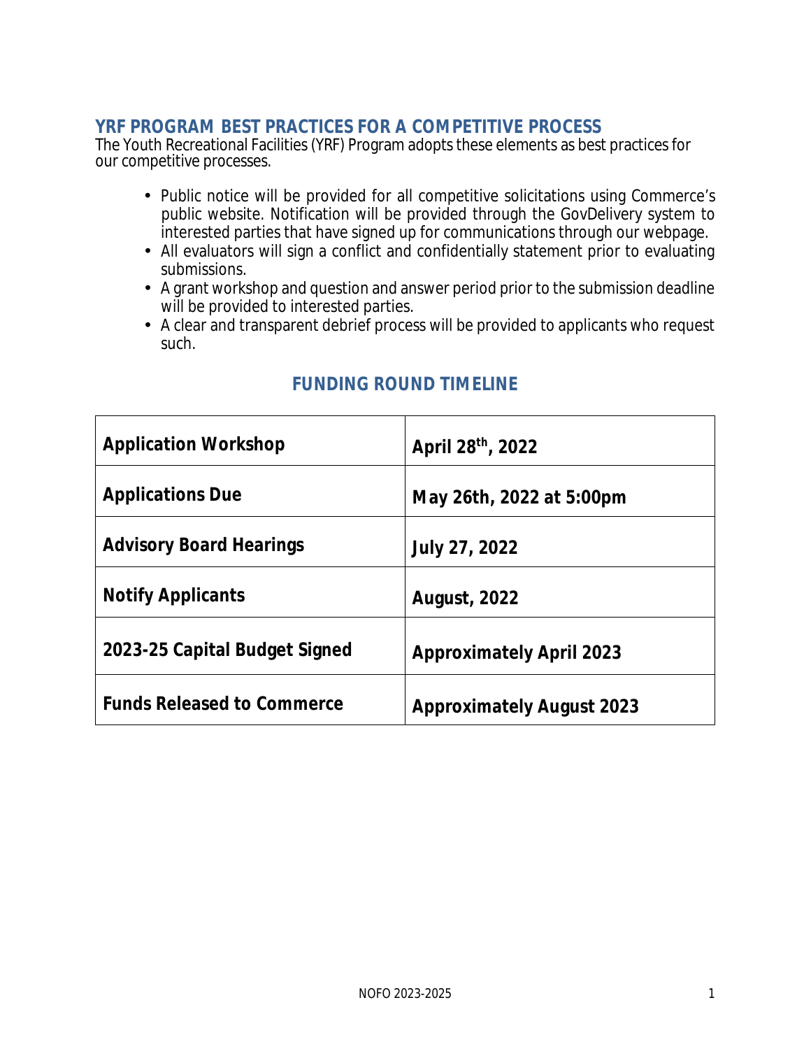## YRF PROGRAM BEST PRACTICES FOR A COMPETITIVE PROCESS

The Youth Recreational Facilities (YRF) Program adopts these elements as best practices for our competitive processes.

- Public notice will be provided for all competitive solicitations using Commerce's public website. Notification will be provided through the GovDelivery system to interested parties that have signed up for communications through our webpage.
- All evaluators will sign a conflict and confidentially statement prior to evaluating submissions.
- A grant workshop and question and answer period prior to the submission deadline will be provided to interested parties.
- A clear and transparent debrief process will be provided to applicants who request such.

## FUNDING ROUND TIMELINE

| | |
|---|---|
| **Application Workshop** | **April 28th, 2022** |
| **Applications Due** | **May 26th, 2022 at 5:00pm** |
| **Advisory Board Hearings** | **July 27, 2022** |
| **Notify Applicants** | **August, 2022** |
| **2023-25 Capital Budget Signed** | **Approximately April 2023** |
| **Funds Released to Commerce** | **Approximately August 2023** |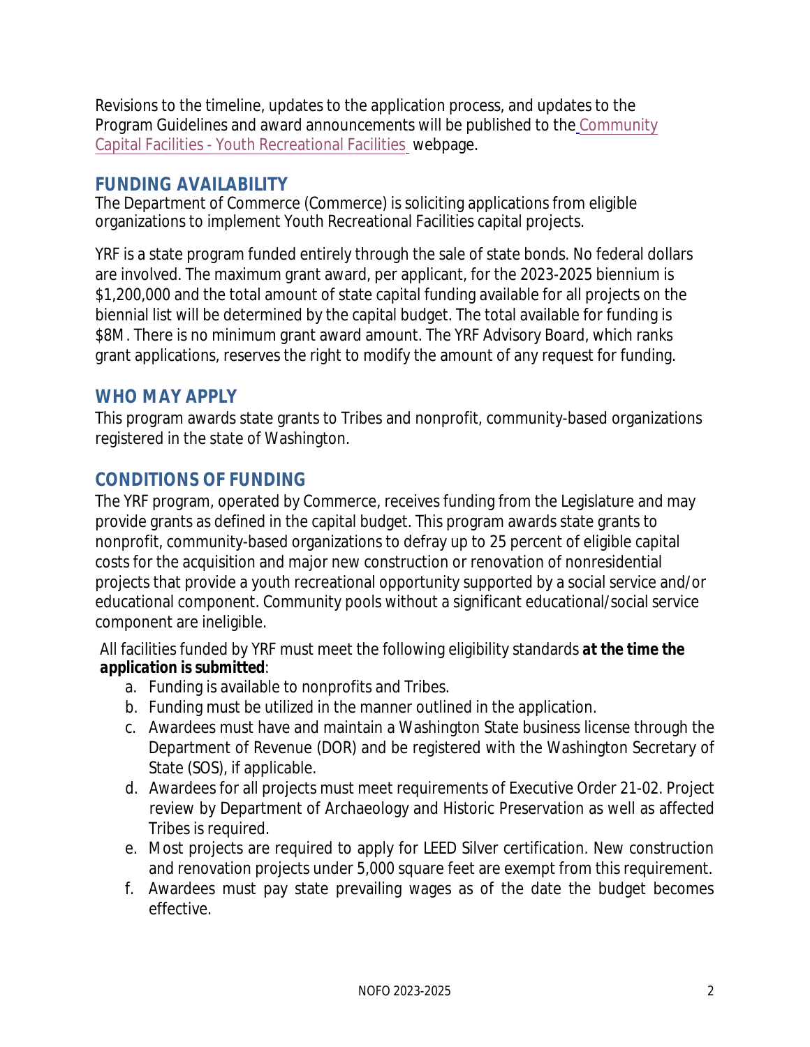Revisions to the timeline, updates to the application process, and updates to the Program Guidelines and award announcements will be published to the Community Capital Facilities - Youth Recreational Facilities webpage.

## FUNDING AVAILABILITY

The Department of Commerce (Commerce) is soliciting applications from eligible organizations to implement Youth Recreational Facilities capital projects.

YRF is a state program funded entirely through the sale of state bonds. No federal dollars are involved. The maximum grant award, per applicant, for the 2023-2025 biennium is $1,200,000 and the total amount of state capital funding available for all projects on the biennial list will be determined by the capital budget. The total available for funding is $8M. There is no minimum grant award amount. The YRF Advisory Board, which ranks grant applications, reserves the right to modify the amount of any request for funding.

## WHO MAY APPLY

This program awards state grants to Tribes and nonprofit, community-based organizations registered in the state of Washington.

## CONDITIONS OF FUNDING

The YRF program, operated by Commerce, receives funding from the Legislature and may provide grants as defined in the capital budget. This program awards state grants to nonprofit, community-based organizations to defray up to 25 percent of eligible capital costs for the acquisition and major new construction or renovation of nonresidential projects that provide a youth recreational opportunity supported by a social service and/or educational component. Community pools without a significant educational/social service component are ineligible.

All facilities funded by YRF must meet the following eligibility standards ***at the time the application is submitted***:

a. Funding is available to nonprofits and Tribes.
b. Funding must be utilized in the manner outlined in the application.
c. Awardees must have and maintain a Washington State business license through the Department of Revenue (DOR) and be registered with the Washington Secretary of State (SOS), if applicable.
d. Awardees for all projects must meet requirements of Executive Order 21-02. Project review by Department of Archaeology and Historic Preservation as well as affected Tribes is required.
e. Most projects are required to apply for LEED Silver certification. New construction and renovation projects under 5,000 square feet are exempt from this requirement.
f. Awardees must pay state prevailing wages as of the date the budget becomes effective.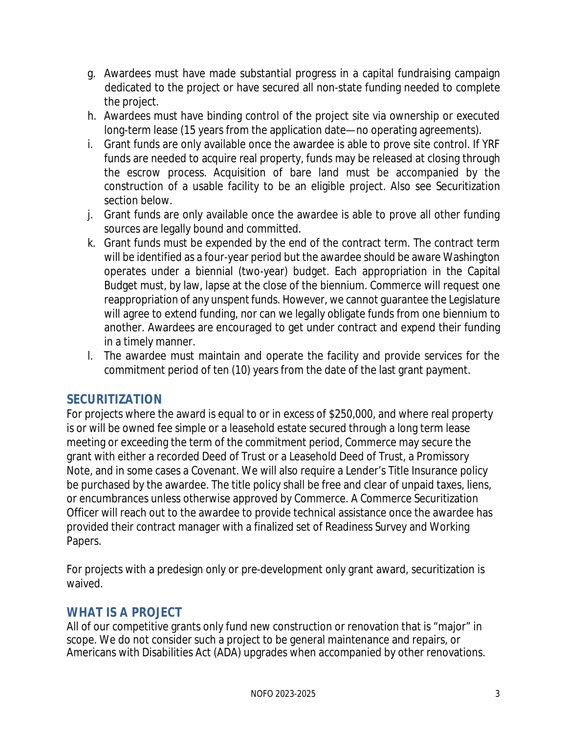g. Awardees must have made substantial progress in a capital fundraising campaign dedicated to the project or have secured all non-state funding needed to complete the project.
h. Awardees must have binding control of the project site via ownership or executed long-term lease (15 years from the application date—no operating agreements).
i. Grant funds are only available once the awardee is able to prove site control. If YRF funds are needed to acquire real property, funds may be released at closing through the escrow process. Acquisition of bare land must be accompanied by the construction of a usable facility to be an eligible project. Also see Securitization section below.
j. Grant funds are only available once the awardee is able to prove all other funding sources are legally bound and committed.
k. Grant funds must be expended by the end of the contract term. The contract term will be identified as a four-year period but the awardee should be aware Washington operates under a biennial (two-year) budget. Each appropriation in the Capital Budget must, by law, lapse at the close of the biennium. Commerce will request one reappropriation of any unspent funds. However, we cannot guarantee the Legislature will agree to extend funding, nor can we legally obligate funds from one biennium to another. Awardees are encouraged to get under contract and expend their funding in a timely manner.
l. The awardee must maintain and operate the facility and provide services for the commitment period of ten (10) years from the date of the last grant payment.

## SECURITIZATION

For projects where the award is equal to or in excess of $250,000, and where real property is or will be owned fee simple or a leasehold estate secured through a long term lease meeting or exceeding the term of the commitment period, Commerce may secure the grant with either a recorded Deed of Trust or a Leasehold Deed of Trust, a Promissory Note, and in some cases a Covenant. We will also require a Lender's Title Insurance policy be purchased by the awardee. The title policy shall be free and clear of unpaid taxes, liens, or encumbrances unless otherwise approved by Commerce. A Commerce Securitization Officer will reach out to the awardee to provide technical assistance once the awardee has provided their contract manager with a finalized set of Readiness Survey and Working Papers.

For projects with a predesign only or pre-development only grant award, securitization is waived.

## WHAT IS A PROJECT

All of our competitive grants only fund new construction or renovation that is "major" in scope. We do not consider such a project to be general maintenance and repairs, or Americans with Disabilities Act (ADA) upgrades when accompanied by other renovations.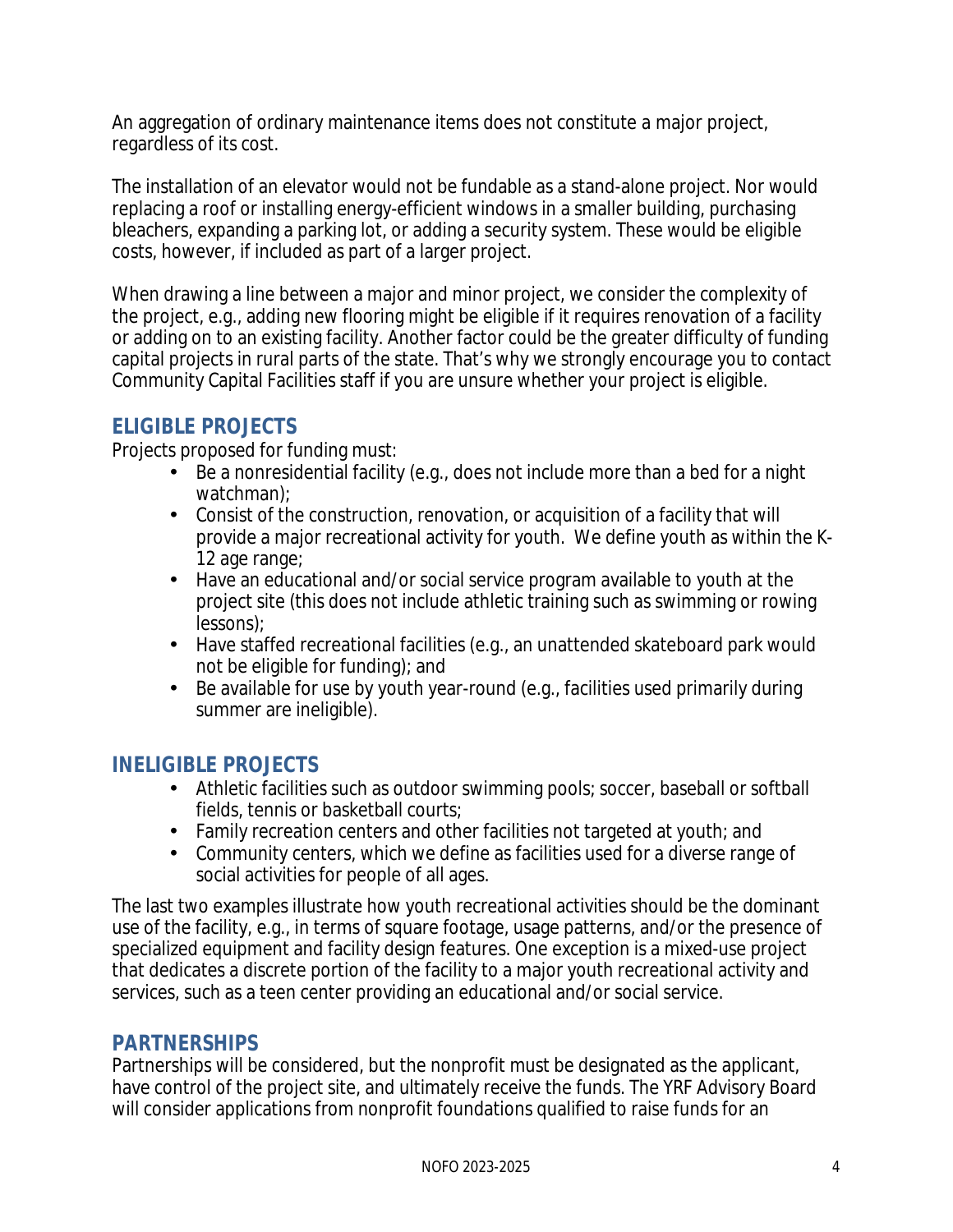An aggregation of ordinary maintenance items does not constitute a major project, regardless of its cost.

The installation of an elevator would not be fundable as a stand-alone project. Nor would replacing a roof or installing energy-efficient windows in a smaller building, purchasing bleachers, expanding a parking lot, or adding a security system. These would be eligible costs, however, if included as part of a larger project.

When drawing a line between a major and minor project, we consider the complexity of the project, e.g., adding new flooring might be eligible if it requires renovation of a facility or adding on to an existing facility. Another factor could be the greater difficulty of funding capital projects in rural parts of the state. That's why we strongly encourage you to contact Community Capital Facilities staff if you are unsure whether your project is eligible.

## ELIGIBLE PROJECTS

Projects proposed for funding must:

- Be a nonresidential facility (e.g., does not include more than a bed for a night watchman);
- Consist of the construction, renovation, or acquisition of a facility that will provide a major recreational activity for youth. We define youth as within the K-12 age range;
- Have an educational and/or social service program available to youth at the project site (this does not include athletic training such as swimming or rowing lessons);
- Have staffed recreational facilities (e.g., an unattended skateboard park would not be eligible for funding); and
- Be available for use by youth year-round (e.g., facilities used primarily during summer are ineligible).

## INELIGIBLE PROJECTS

- Athletic facilities such as outdoor swimming pools; soccer, baseball or softball fields, tennis or basketball courts;
- Family recreation centers and other facilities not targeted at youth; and
- Community centers, which we define as facilities used for a diverse range of social activities for people of all ages.

The last two examples illustrate how youth recreational activities should be the dominant use of the facility, e.g., in terms of square footage, usage patterns, and/or the presence of specialized equipment and facility design features. One exception is a mixed-use project that dedicates a discrete portion of the facility to a major youth recreational activity and services, such as a teen center providing an educational and/or social service.

## PARTNERSHIPS

Partnerships will be considered, but the nonprofit must be designated as the applicant, have control of the project site, and ultimately receive the funds. The YRF Advisory Board will consider applications from nonprofit foundations qualified to raise funds for an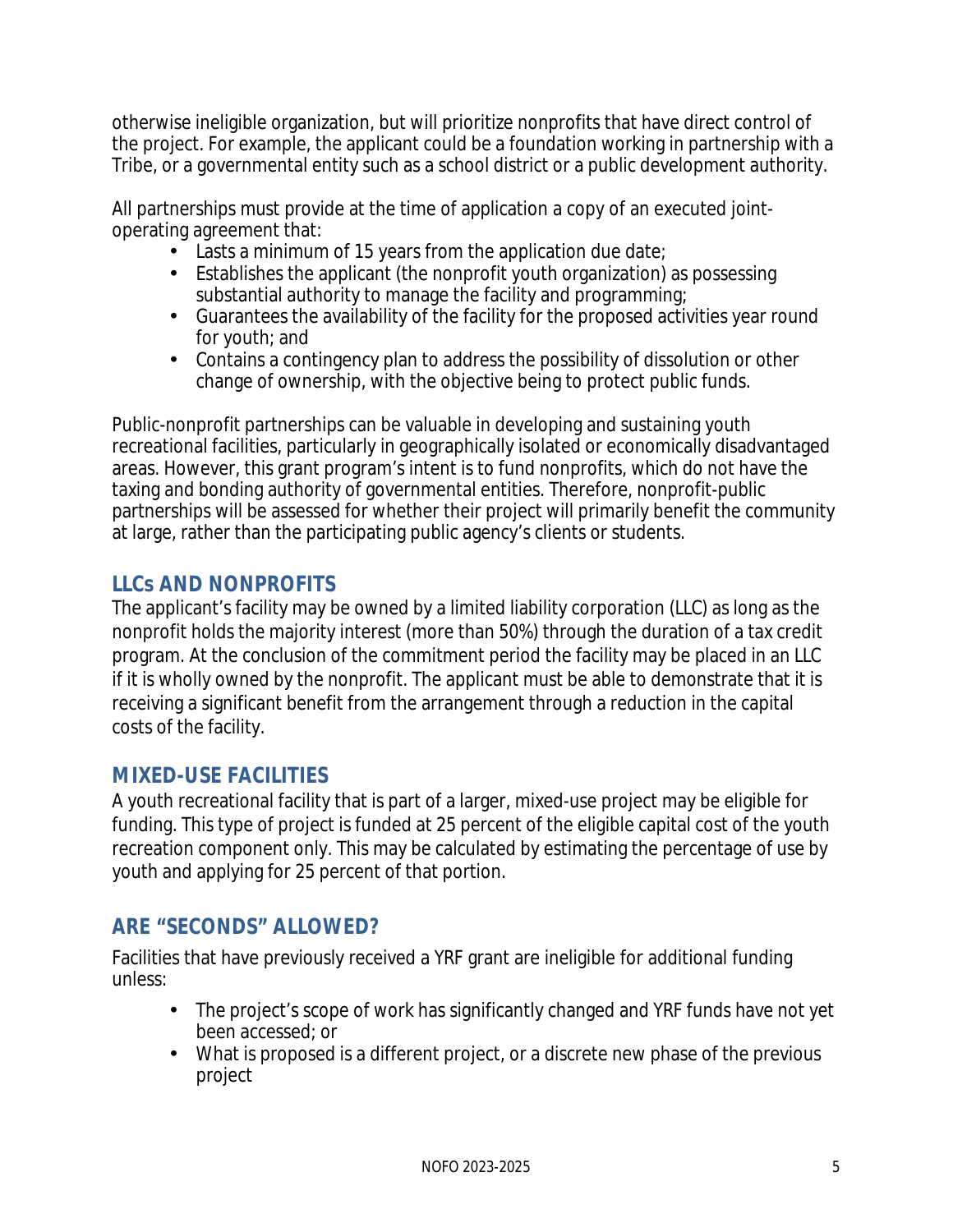otherwise ineligible organization, but will prioritize nonprofits that have direct control of the project. For example, the applicant could be a foundation working in partnership with a Tribe, or a governmental entity such as a school district or a public development authority.

All partnerships must provide at the time of application a copy of an executed joint-operating agreement that:

- Lasts a minimum of 15 years from the application due date;
- Establishes the applicant (the nonprofit youth organization) as possessing substantial authority to manage the facility and programming;
- Guarantees the availability of the facility for the proposed activities year round for youth; and
- Contains a contingency plan to address the possibility of dissolution or other change of ownership, with the objective being to protect public funds.

Public-nonprofit partnerships can be valuable in developing and sustaining youth recreational facilities, particularly in geographically isolated or economically disadvantaged areas. However, this grant program's intent is to fund nonprofits, which do not have the taxing and bonding authority of governmental entities. Therefore, nonprofit-public partnerships will be assessed for whether their project will primarily benefit the community at large, rather than the participating public agency's clients or students.

## LLCs AND NONPROFITS

The applicant's facility may be owned by a limited liability corporation (LLC) as long as the nonprofit holds the majority interest (more than 50%) through the duration of a tax credit program. At the conclusion of the commitment period the facility may be placed in an LLC if it is wholly owned by the nonprofit. The applicant must be able to demonstrate that it is receiving a significant benefit from the arrangement through a reduction in the capital costs of the facility.

## MIXED-USE FACILITIES

A youth recreational facility that is part of a larger, mixed-use project may be eligible for funding. This type of project is funded at 25 percent of the eligible capital cost of the youth recreation component only. This may be calculated by estimating the percentage of use by youth and applying for 25 percent of that portion.

## ARE "SECONDS" ALLOWED?

Facilities that have previously received a YRF grant are ineligible for additional funding unless:

- The project's scope of work has significantly changed and YRF funds have not yet been accessed; or
- What is proposed is a different project, or a discrete new phase of the previous project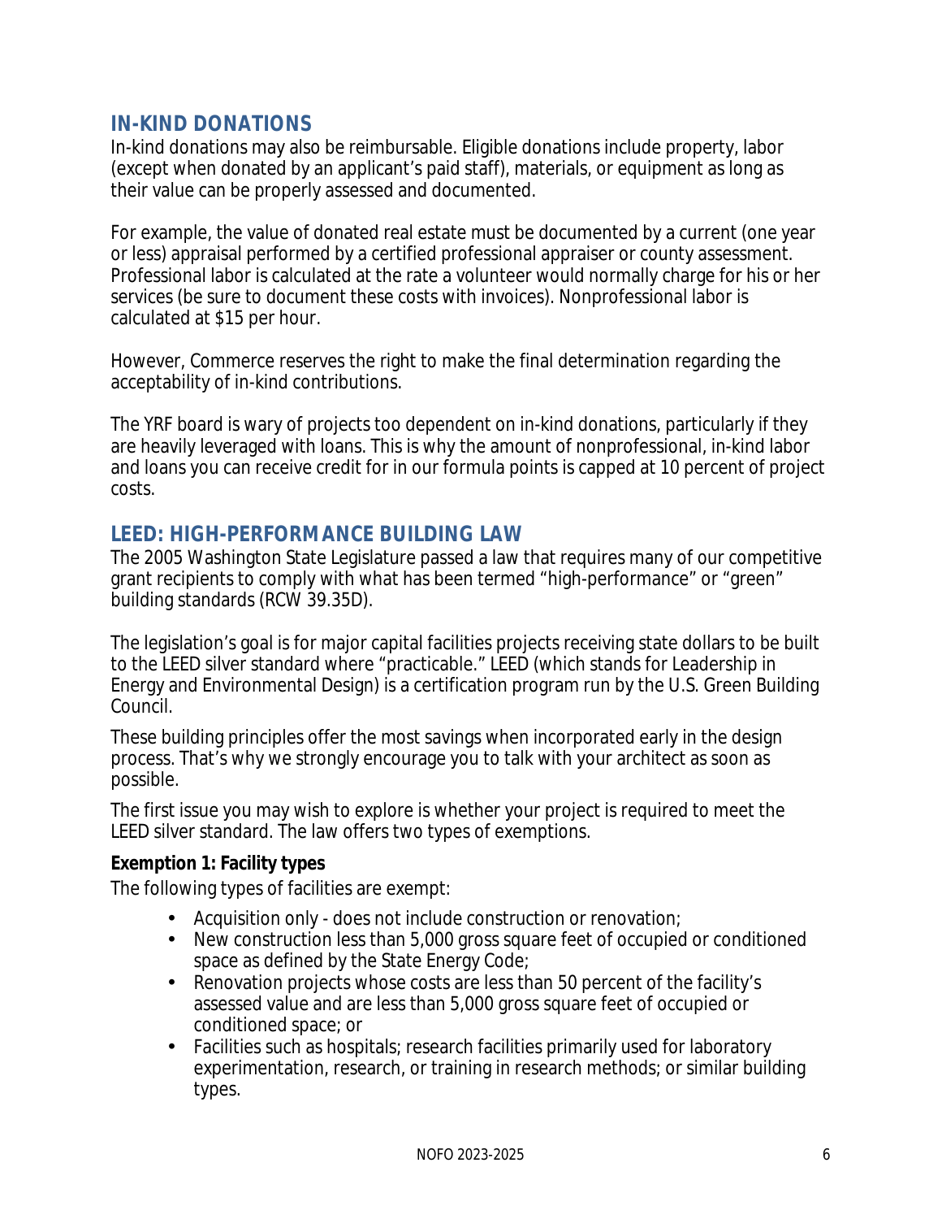## IN-KIND DONATIONS

In-kind donations may also be reimbursable. Eligible donations include property, labor (except when donated by an applicant's paid staff), materials, or equipment as long as their value can be properly assessed and documented.

For example, the value of donated real estate must be documented by a current (one year or less) appraisal performed by a certified professional appraiser or county assessment. Professional labor is calculated at the rate a volunteer would normally charge for his or her services (be sure to document these costs with invoices). Nonprofessional labor is calculated at $15 per hour.

However, Commerce reserves the right to make the final determination regarding the acceptability of in-kind contributions.

The YRF board is wary of projects too dependent on in-kind donations, particularly if they are heavily leveraged with loans. This is why the amount of nonprofessional, in-kind labor and loans you can receive credit for in our formula points is capped at 10 percent of project costs.

## LEED: HIGH-PERFORMANCE BUILDING LAW

The 2005 Washington State Legislature passed a law that requires many of our competitive grant recipients to comply with what has been termed "high-performance" or "green" building standards (RCW 39.35D).

The legislation's goal is for major capital facilities projects receiving state dollars to be built to the LEED silver standard where "practicable." LEED (which stands for Leadership in Energy and Environmental Design) is a certification program run by the U.S. Green Building Council.

These building principles offer the most savings when incorporated early in the design process. That's why we strongly encourage you to talk with your architect as soon as possible.

The first issue you may wish to explore is whether your project is required to meet the LEED silver standard. The law offers two types of exemptions.

**Exemption 1: Facility types**

The following types of facilities are exempt:

- Acquisition only - does not include construction or renovation;
- New construction less than 5,000 gross square feet of occupied or conditioned space as defined by the State Energy Code;
- Renovation projects whose costs are less than 50 percent of the facility's assessed value and are less than 5,000 gross square feet of occupied or conditioned space; or
- Facilities such as hospitals; research facilities primarily used for laboratory experimentation, research, or training in research methods; or similar building types.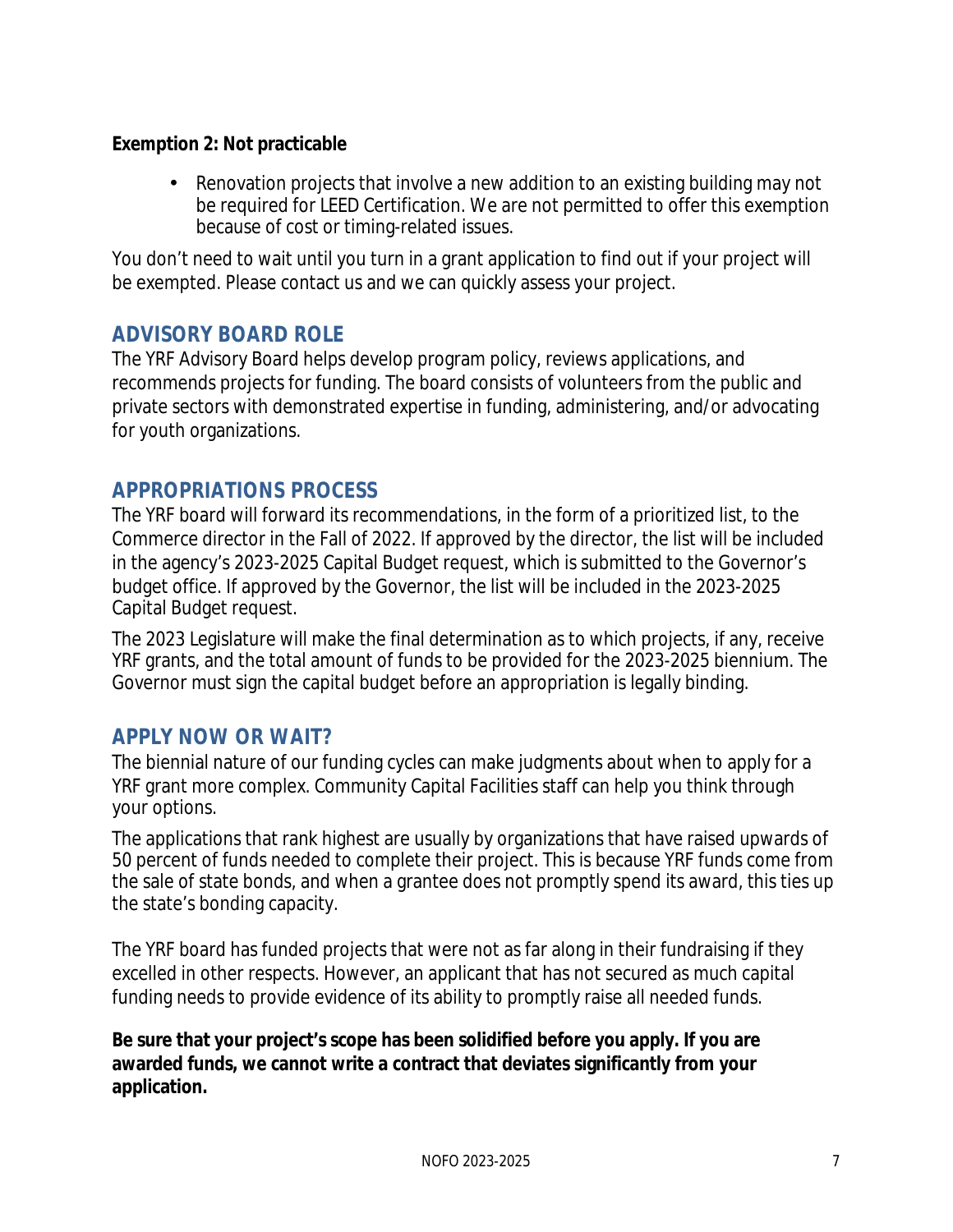**Exemption 2: Not practicable**

- Renovation projects that involve a new addition to an existing building may not be required for LEED Certification. We are not permitted to offer this exemption because of cost or timing-related issues.

You don't need to wait until you turn in a grant application to find out if your project will be exempted. Please contact us and we can quickly assess your project.

## ADVISORY BOARD ROLE

The YRF Advisory Board helps develop program policy, reviews applications, and recommends projects for funding. The board consists of volunteers from the public and private sectors with demonstrated expertise in funding, administering, and/or advocating for youth organizations.

## APPROPRIATIONS PROCESS

The YRF board will forward its recommendations, in the form of a prioritized list, to the Commerce director in the Fall of 2022. If approved by the director, the list will be included in the agency's 2023-2025 Capital Budget request, which is submitted to the Governor's budget office. If approved by the Governor, the list will be included in the 2023-2025 Capital Budget request.

The 2023 Legislature will make the final determination as to which projects, if any, receive YRF grants, and the total amount of funds to be provided for the 2023-2025 biennium. The Governor must sign the capital budget before an appropriation is legally binding.

## APPLY NOW OR WAIT?

The biennial nature of our funding cycles can make judgments about when to apply for a YRF grant more complex. Community Capital Facilities staff can help you think through your options.

The applications that rank highest are usually by organizations that have raised upwards of 50 percent of funds needed to complete their project. This is because YRF funds come from the sale of state bonds, and when a grantee does not promptly spend its award, this ties up the state's bonding capacity.

The YRF board has funded projects that were not as far along in their fundraising if they excelled in other respects. However, an applicant that has not secured as much capital funding needs to provide evidence of its ability to promptly raise all needed funds.

**Be sure that your project's scope has been solidified before you apply. If you are awarded funds, we cannot write a contract that deviates significantly from your application.**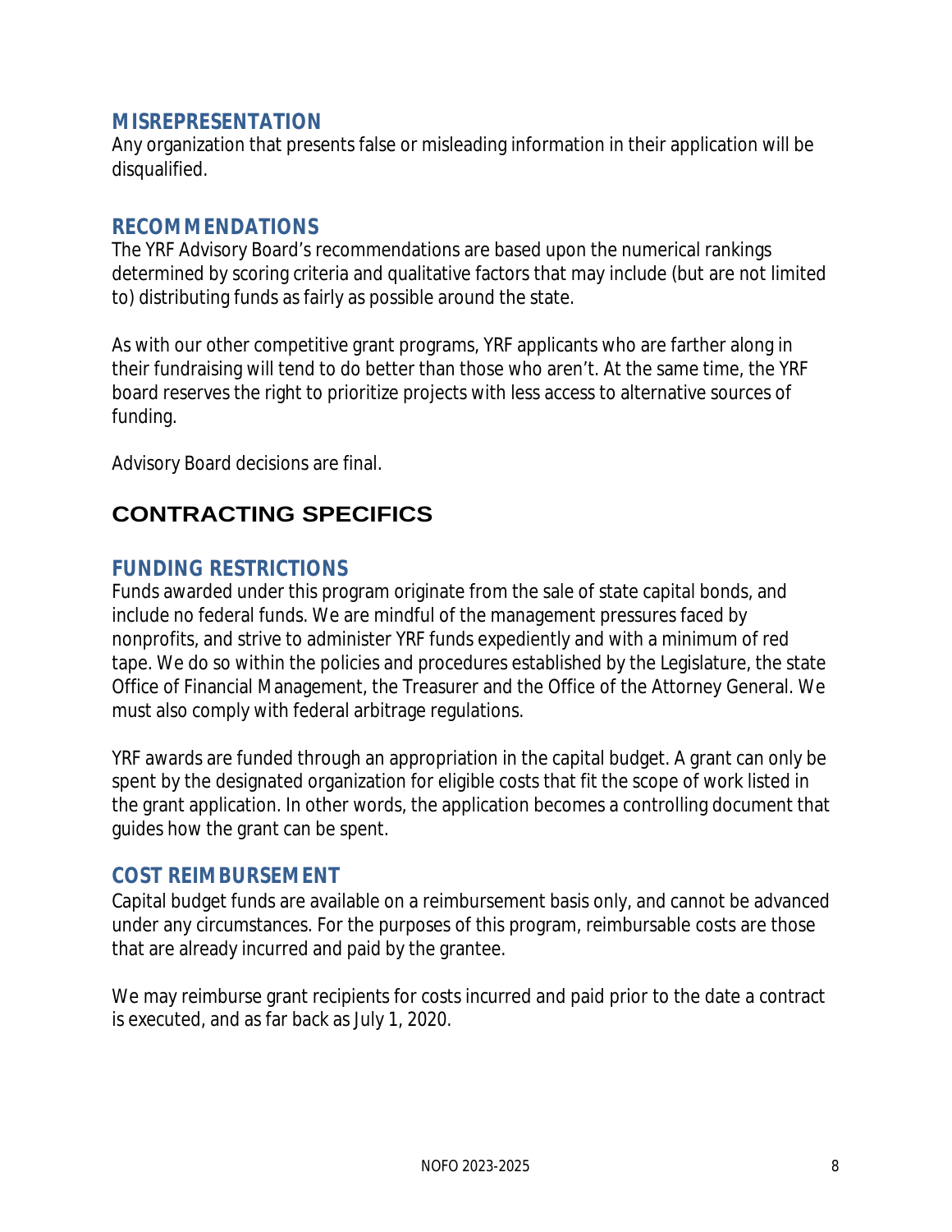### MISREPRESENTATION

Any organization that presents false or misleading information in their application will be disqualified.

### RECOMMENDATIONS

The YRF Advisory Board's recommendations are based upon the numerical rankings determined by scoring criteria and qualitative factors that may include (but are not limited to) distributing funds as fairly as possible around the state.

As with our other competitive grant programs, YRF applicants who are farther along in their fundraising will tend to do better than those who aren't. At the same time, the YRF board reserves the right to prioritize projects with less access to alternative sources of funding.

Advisory Board decisions are final.

## CONTRACTING SPECIFICS

### FUNDING RESTRICTIONS

Funds awarded under this program originate from the sale of state capital bonds, and include no federal funds. We are mindful of the management pressures faced by nonprofits, and strive to administer YRF funds expediently and with a minimum of red tape. We do so within the policies and procedures established by the Legislature, the state Office of Financial Management, the Treasurer and the Office of the Attorney General. We must also comply with federal arbitrage regulations.

YRF awards are funded through an appropriation in the capital budget. A grant can only be spent by the designated organization for eligible costs that fit the scope of work listed in the grant application. In other words, the application becomes a controlling document that guides how the grant can be spent.

### COST REIMBURSEMENT

Capital budget funds are available on a reimbursement basis only, and cannot be advanced under any circumstances. For the purposes of this program, reimbursable costs are those that are already incurred and paid by the grantee.

We may reimburse grant recipients for costs incurred and paid prior to the date a contract is executed, and as far back as July 1, 2020.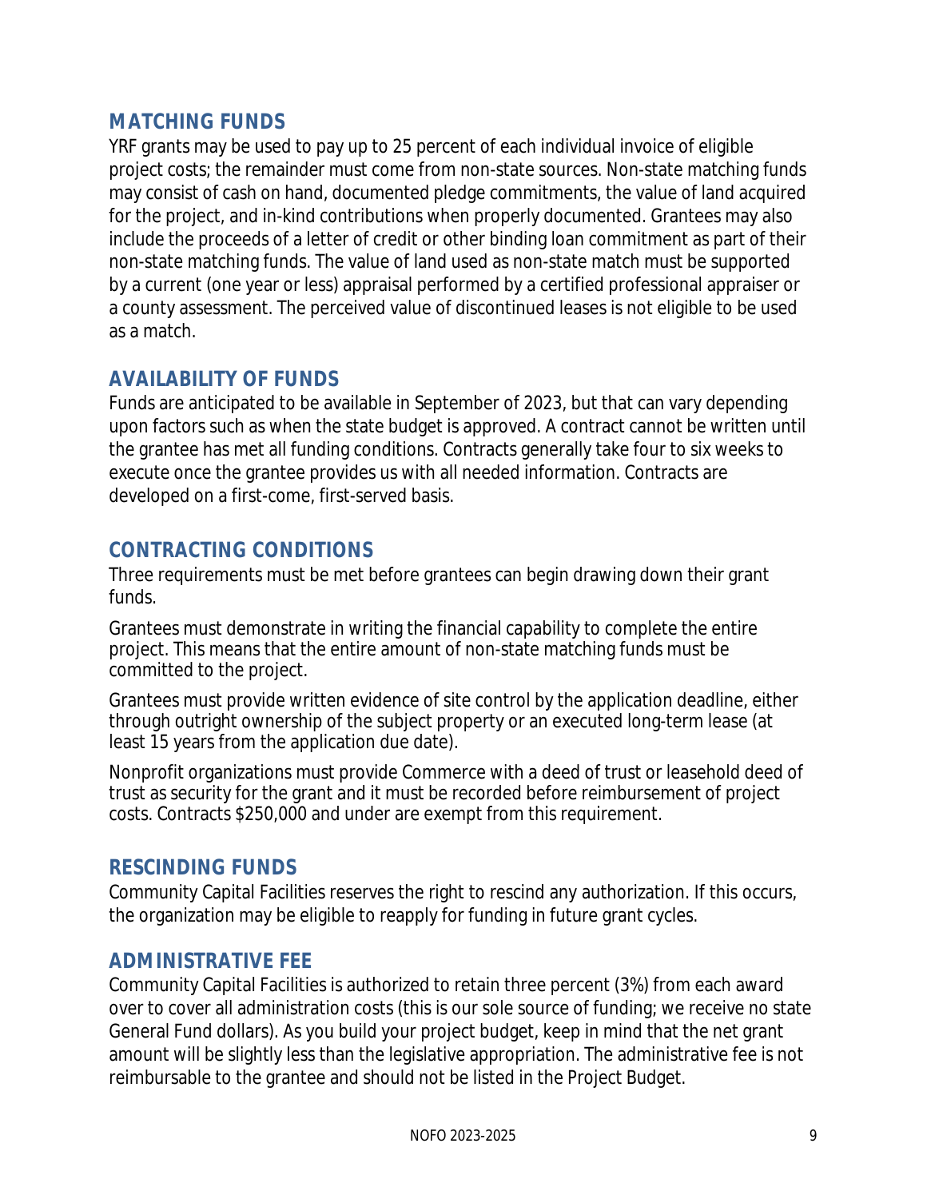## MATCHING FUNDS

YRF grants may be used to pay up to 25 percent of each individual invoice of eligible project costs; the remainder must come from non-state sources. Non-state matching funds may consist of cash on hand, documented pledge commitments, the value of land acquired for the project, and in-kind contributions when properly documented. Grantees may also include the proceeds of a letter of credit or other binding loan commitment as part of their non-state matching funds. The value of land used as non-state match must be supported by a current (one year or less) appraisal performed by a certified professional appraiser or a county assessment. The perceived value of discontinued leases is not eligible to be used as a match.

## AVAILABILITY OF FUNDS

Funds are anticipated to be available in September of 2023, but that can vary depending upon factors such as when the state budget is approved. A contract cannot be written until the grantee has met all funding conditions. Contracts generally take four to six weeks to execute once the grantee provides us with all needed information. Contracts are developed on a first-come, first-served basis.

## CONTRACTING CONDITIONS

Three requirements must be met before grantees can begin drawing down their grant funds.

Grantees must demonstrate in writing the financial capability to complete the entire project. This means that the entire amount of non-state matching funds must be committed to the project.

Grantees must provide written evidence of site control by the application deadline, either through outright ownership of the subject property or an executed long-term lease (at least 15 years from the application due date).

Nonprofit organizations must provide Commerce with a deed of trust or leasehold deed of trust as security for the grant and it must be recorded before reimbursement of project costs. Contracts $250,000 and under are exempt from this requirement.

## RESCINDING FUNDS

Community Capital Facilities reserves the right to rescind any authorization. If this occurs, the organization may be eligible to reapply for funding in future grant cycles.

## ADMINISTRATIVE FEE

Community Capital Facilities is authorized to retain three percent (3%) from each award over to cover all administration costs (this is our sole source of funding; we receive no state General Fund dollars). As you build your project budget, keep in mind that the net grant amount will be slightly less than the legislative appropriation. The administrative fee is not reimbursable to the grantee and should not be listed in the Project Budget.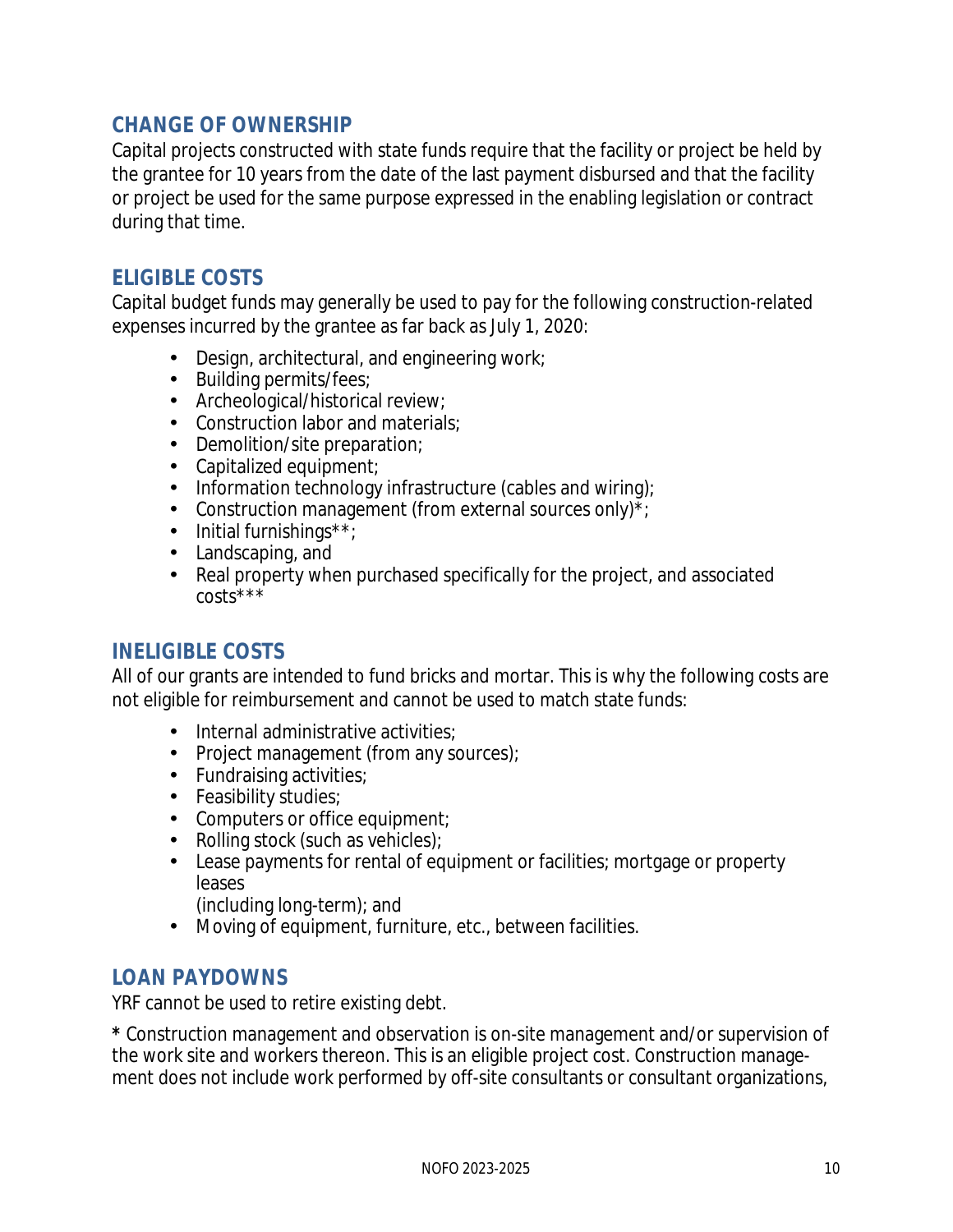## CHANGE OF OWNERSHIP

Capital projects constructed with state funds require that the facility or project be held by the grantee for 10 years from the date of the last payment disbursed and that the facility or project be used for the same purpose expressed in the enabling legislation or contract during that time.

## ELIGIBLE COSTS

Capital budget funds may generally be used to pay for the following construction-related expenses incurred by the grantee as far back as July 1, 2020:

- Design, architectural, and engineering work;
- Building permits/fees;
- Archeological/historical review;
- Construction labor and materials;
- Demolition/site preparation;
- Capitalized equipment;
- Information technology infrastructure (cables and wiring);
- Construction management (from external sources only)*;
- Initial furnishings**;
- Landscaping, and
- Real property when purchased specifically for the project, and associated costs***

## INELIGIBLE COSTS

All of our grants are intended to fund bricks and mortar. This is why the following costs are not eligible for reimbursement and cannot be used to match state funds:

- Internal administrative activities;
- Project management (from any sources);
- Fundraising activities;
- Feasibility studies;
- Computers or office equipment;
- Rolling stock (such as vehicles);
- Lease payments for rental of equipment or facilities; mortgage or property leases (including long-term); and
- Moving of equipment, furniture, etc., between facilities.

## LOAN PAYDOWNS

YRF cannot be used to retire existing debt.

**\*** Construction management and observation is on-site management and/or supervision of the work site and workers thereon. This is an eligible project cost. Construction management does not include work performed by off-site consultants or consultant organizations,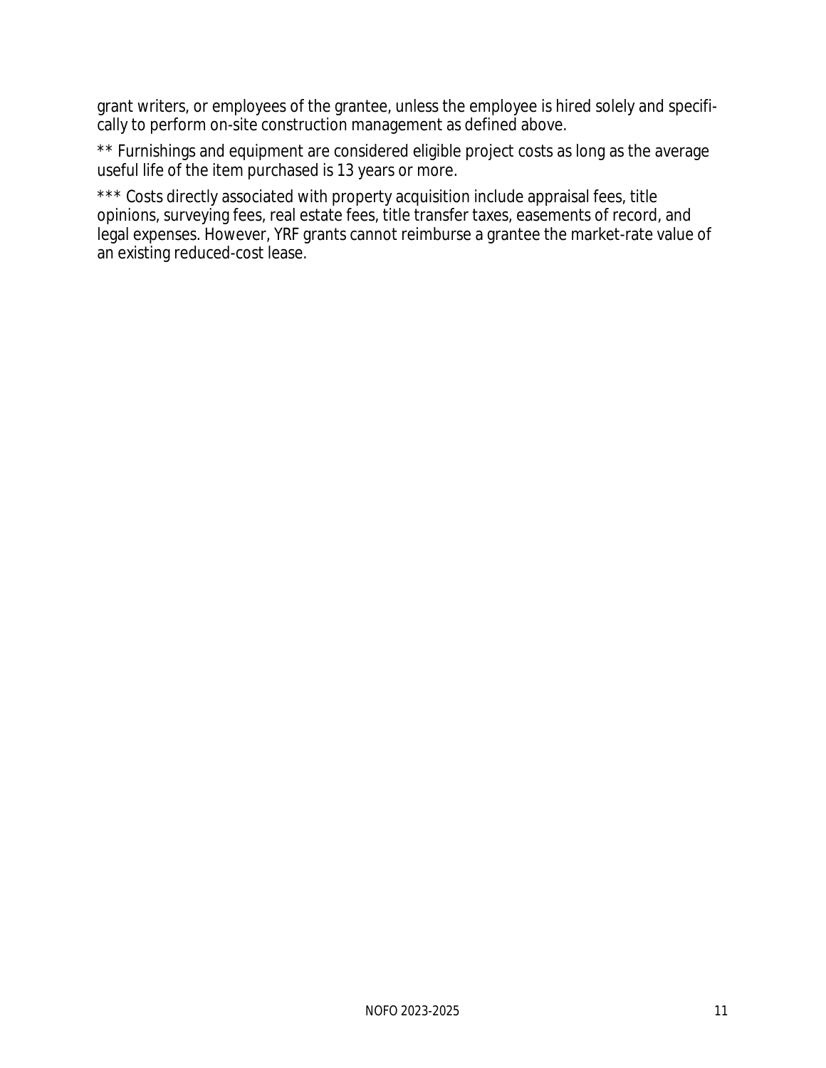grant writers, or employees of the grantee, unless the employee is hired solely and specifically to perform on-site construction management as defined above.

** Furnishings and equipment are considered eligible project costs as long as the average useful life of the item purchased is 13 years or more.

*** Costs directly associated with property acquisition include appraisal fees, title opinions, surveying fees, real estate fees, title transfer taxes, easements of record, and legal expenses. However, YRF grants cannot reimburse a grantee the market-rate value of an existing reduced-cost lease.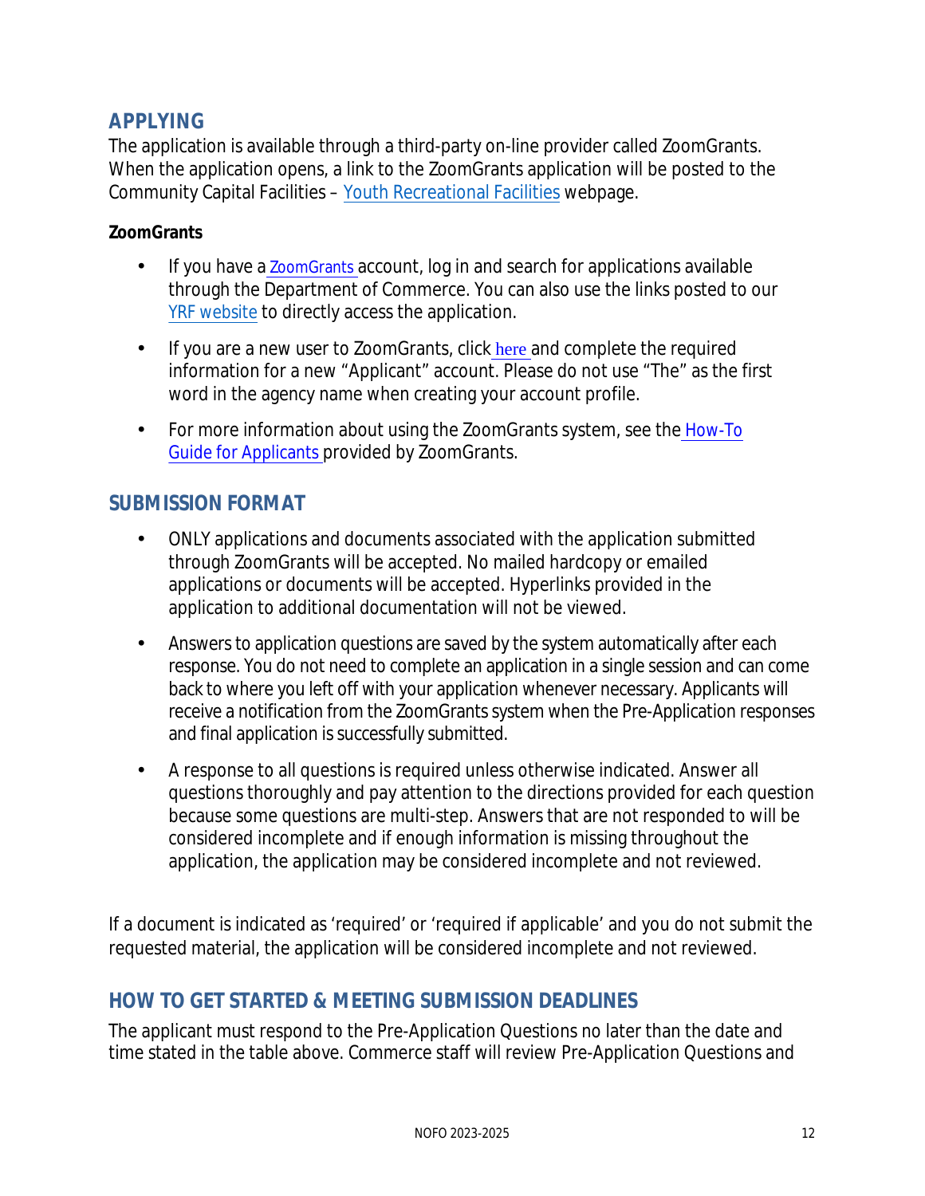## APPLYING

The application is available through a third-party on-line provider called ZoomGrants. When the application opens, a link to the ZoomGrants application will be posted to the Community Capital Facilities – Youth Recreational Facilities webpage.

**ZoomGrants**

- If you have a ZoomGrants account, log in and search for applications available through the Department of Commerce. You can also use the links posted to our YRF website to directly access the application.
- If you are a new user to ZoomGrants, click here and complete the required information for a new "Applicant" account. Please do not use "The" as the first word in the agency name when creating your account profile.
- For more information about using the ZoomGrants system, see the How-To Guide for Applicants provided by ZoomGrants.

## SUBMISSION FORMAT

- ONLY applications and documents associated with the application submitted through ZoomGrants will be accepted. No mailed hardcopy or emailed applications or documents will be accepted. Hyperlinks provided in the application to additional documentation will not be viewed.
- Answers to application questions are saved by the system automatically after each response. You do not need to complete an application in a single session and can come back to where you left off with your application whenever necessary. Applicants will receive a notification from the ZoomGrants system when the Pre-Application responses and final application is successfully submitted.
- A response to all questions is required unless otherwise indicated. Answer all questions thoroughly and pay attention to the directions provided for each question because some questions are multi-step. Answers that are not responded to will be considered incomplete and if enough information is missing throughout the application, the application may be considered incomplete and not reviewed.

If a document is indicated as 'required' or 'required if applicable' and you do not submit the requested material, the application will be considered incomplete and not reviewed.

## HOW TO GET STARTED & MEETING SUBMISSION DEADLINES

The applicant must respond to the Pre-Application Questions no later than the date and time stated in the table above. Commerce staff will review Pre-Application Questions and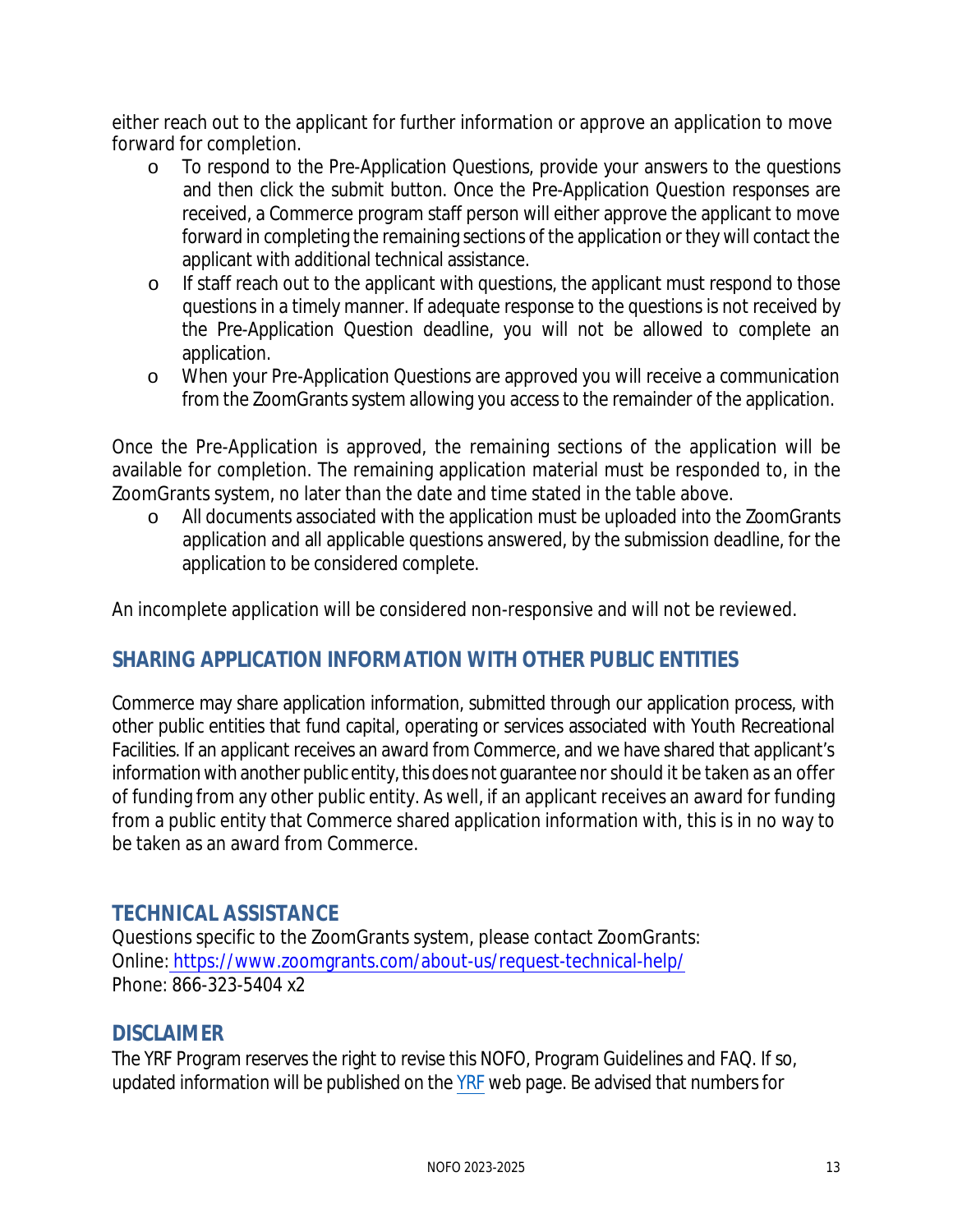either reach out to the applicant for further information or approve an application to move forward for completion.

- To respond to the Pre-Application Questions, provide your answers to the questions and then click the submit button. Once the Pre-Application Question responses are received, a Commerce program staff person will either approve the applicant to move forward in completing the remaining sections of the application or they will contact the applicant with additional technical assistance.
- If staff reach out to the applicant with questions, the applicant must respond to those questions in a timely manner. If adequate response to the questions is not received by the Pre-Application Question deadline, you will not be allowed to complete an application.
- When your Pre-Application Questions are approved you will receive a communication from the ZoomGrants system allowing you access to the remainder of the application.

Once the Pre-Application is approved, the remaining sections of the application will be available for completion. The remaining application material must be responded to, in the ZoomGrants system, no later than the date and time stated in the table above.

- All documents associated with the application must be uploaded into the ZoomGrants application and all applicable questions answered, by the submission deadline, for the application to be considered complete.

An incomplete application will be considered non-responsive and will not be reviewed.

## SHARING APPLICATION INFORMATION WITH OTHER PUBLIC ENTITIES

Commerce may share application information, submitted through our application process, with other public entities that fund capital, operating or services associated with Youth Recreational Facilities. If an applicant receives an award from Commerce, and we have shared that applicant's information with another public entity, this does not guarantee nor should it be taken as an offer of funding from any other public entity. As well, if an applicant receives an award for funding from a public entity that Commerce shared application information with, this is in no way to be taken as an award from Commerce.

## TECHNICAL ASSISTANCE

Questions specific to the ZoomGrants system, please contact ZoomGrants:
Online: https://www.zoomgrants.com/about-us/request-technical-help/
Phone: 866-323-5404 x2

## DISCLAIMER

The YRF Program reserves the right to revise this NOFO, Program Guidelines and FAQ. If so, updated information will be published on the YRF web page. Be advised that numbers for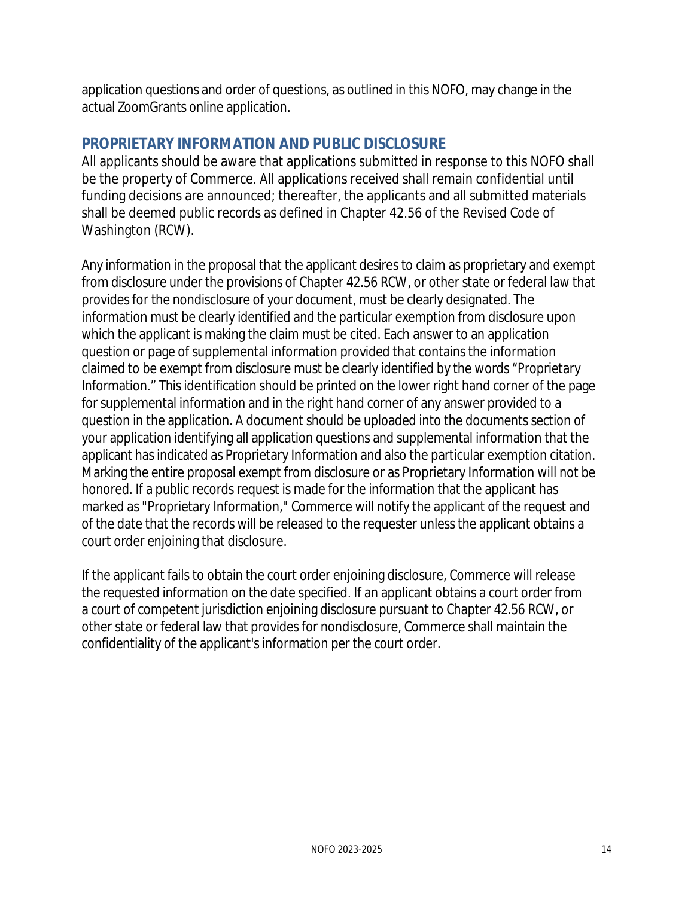application questions and order of questions, as outlined in this NOFO, may change in the actual ZoomGrants online application.

## PROPRIETARY INFORMATION AND PUBLIC DISCLOSURE

All applicants should be aware that applications submitted in response to this NOFO shall be the property of Commerce. All applications received shall remain confidential until funding decisions are announced; thereafter, the applicants and all submitted materials shall be deemed public records as defined in Chapter 42.56 of the Revised Code of Washington (RCW).

Any information in the proposal that the applicant desires to claim as proprietary and exempt from disclosure under the provisions of Chapter 42.56 RCW, or other state or federal law that provides for the nondisclosure of your document, must be clearly designated. The information must be clearly identified and the particular exemption from disclosure upon which the applicant is making the claim must be cited. Each answer to an application question or page of supplemental information provided that contains the information claimed to be exempt from disclosure must be clearly identified by the words "Proprietary Information." This identification should be printed on the lower right hand corner of the page for supplemental information and in the right hand corner of any answer provided to a question in the application. A document should be uploaded into the documents section of your application identifying all application questions and supplemental information that the applicant has indicated as Proprietary Information and also the particular exemption citation. Marking the entire proposal exempt from disclosure or as Proprietary Information will not be honored. If a public records request is made for the information that the applicant has marked as "Proprietary Information," Commerce will notify the applicant of the request and of the date that the records will be released to the requester unless the applicant obtains a court order enjoining that disclosure.

If the applicant fails to obtain the court order enjoining disclosure, Commerce will release the requested information on the date specified. If an applicant obtains a court order from a court of competent jurisdiction enjoining disclosure pursuant to Chapter 42.56 RCW, or other state or federal law that provides for nondisclosure, Commerce shall maintain the confidentiality of the applicant's information per the court order.